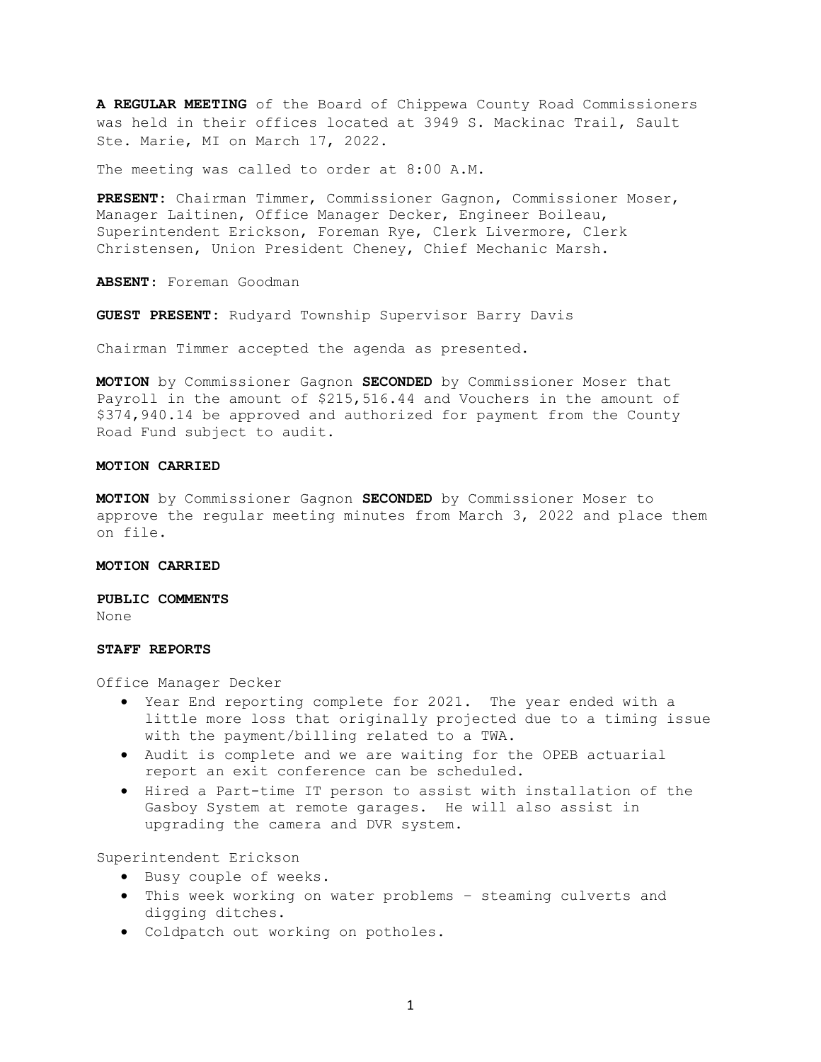**A REGULAR MEETING** of the Board of Chippewa County Road Commissioners was held in their offices located at 3949 S. Mackinac Trail, Sault Ste. Marie, MI on March 17, 2022.

The meeting was called to order at 8:00 A.M.

**PRESENT:** Chairman Timmer, Commissioner Gagnon, Commissioner Moser, Manager Laitinen, Office Manager Decker, Engineer Boileau, Superintendent Erickson, Foreman Rye, Clerk Livermore, Clerk Christensen, Union President Cheney, Chief Mechanic Marsh.

**ABSENT:** Foreman Goodman

**GUEST PRESENT:** Rudyard Township Supervisor Barry Davis

Chairman Timmer accepted the agenda as presented.

**MOTION** by Commissioner Gagnon **SECONDED** by Commissioner Moser that Payroll in the amount of $215,516.44 and Vouchers in the amount of $374,940.14 be approved and authorized for payment from the County Road Fund subject to audit.

**MOTION CARRIED**

**MOTION** by Commissioner Gagnon **SECONDED** by Commissioner Moser to approve the regular meeting minutes from March 3, 2022 and place them on file.

**MOTION CARRIED**

**PUBLIC COMMENTS**

None

**STAFF REPORTS**

Office Manager Decker

- Year End reporting complete for 2021. The year ended with a little more loss that originally projected due to a timing issue with the payment/billing related to a TWA.
- Audit is complete and we are waiting for the OPEB actuarial report an exit conference can be scheduled.
- Hired a Part-time IT person to assist with installation of the Gasboy System at remote garages. He will also assist in upgrading the camera and DVR system.

Superintendent Erickson

- Busy couple of weeks.
- This week working on water problems – steaming culverts and digging ditches.
- Coldpatch out working on potholes.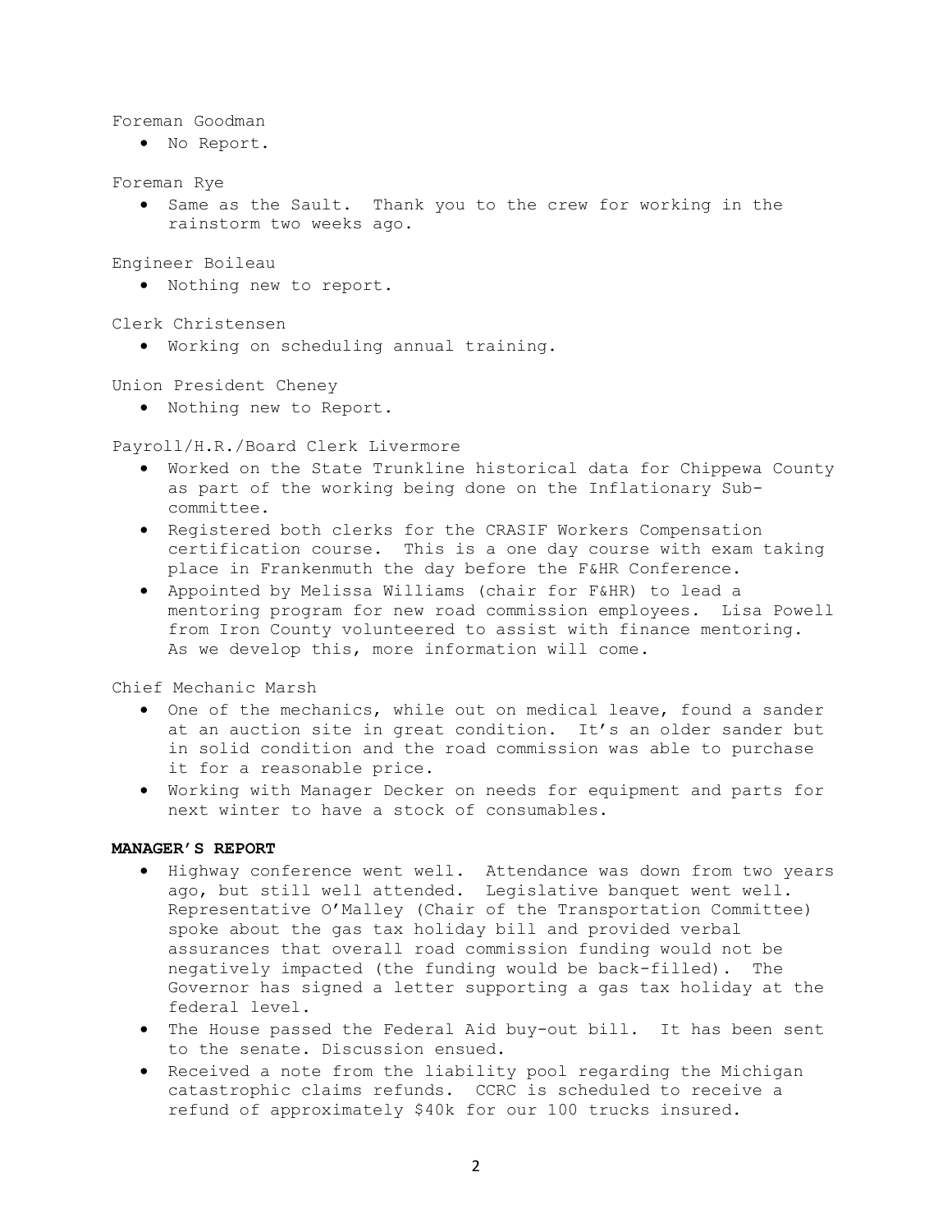Foreman Goodman

- No Report.

Foreman Rye

- Same as the Sault. Thank you to the crew for working in the rainstorm two weeks ago.

Engineer Boileau

- Nothing new to report.

Clerk Christensen

- Working on scheduling annual training.

Union President Cheney

- Nothing new to Report.

Payroll/H.R./Board Clerk Livermore

- Worked on the State Trunkline historical data for Chippewa County as part of the working being done on the Inflationary Sub-committee.
- Registered both clerks for the CRASIF Workers Compensation certification course. This is a one day course with exam taking place in Frankenmuth the day before the F&HR Conference.
- Appointed by Melissa Williams (chair for F&HR) to lead a mentoring program for new road commission employees. Lisa Powell from Iron County volunteered to assist with finance mentoring. As we develop this, more information will come.

Chief Mechanic Marsh

- One of the mechanics, while out on medical leave, found a sander at an auction site in great condition. It's an older sander but in solid condition and the road commission was able to purchase it for a reasonable price.
- Working with Manager Decker on needs for equipment and parts for next winter to have a stock of consumables.

**MANAGER'S REPORT**

- Highway conference went well. Attendance was down from two years ago, but still well attended. Legislative banquet went well. Representative O'Malley (Chair of the Transportation Committee) spoke about the gas tax holiday bill and provided verbal assurances that overall road commission funding would not be negatively impacted (the funding would be back-filled). The Governor has signed a letter supporting a gas tax holiday at the federal level.
- The House passed the Federal Aid buy-out bill. It has been sent to the senate. Discussion ensued.
- Received a note from the liability pool regarding the Michigan catastrophic claims refunds. CCRC is scheduled to receive a refund of approximately $40k for our 100 trucks insured.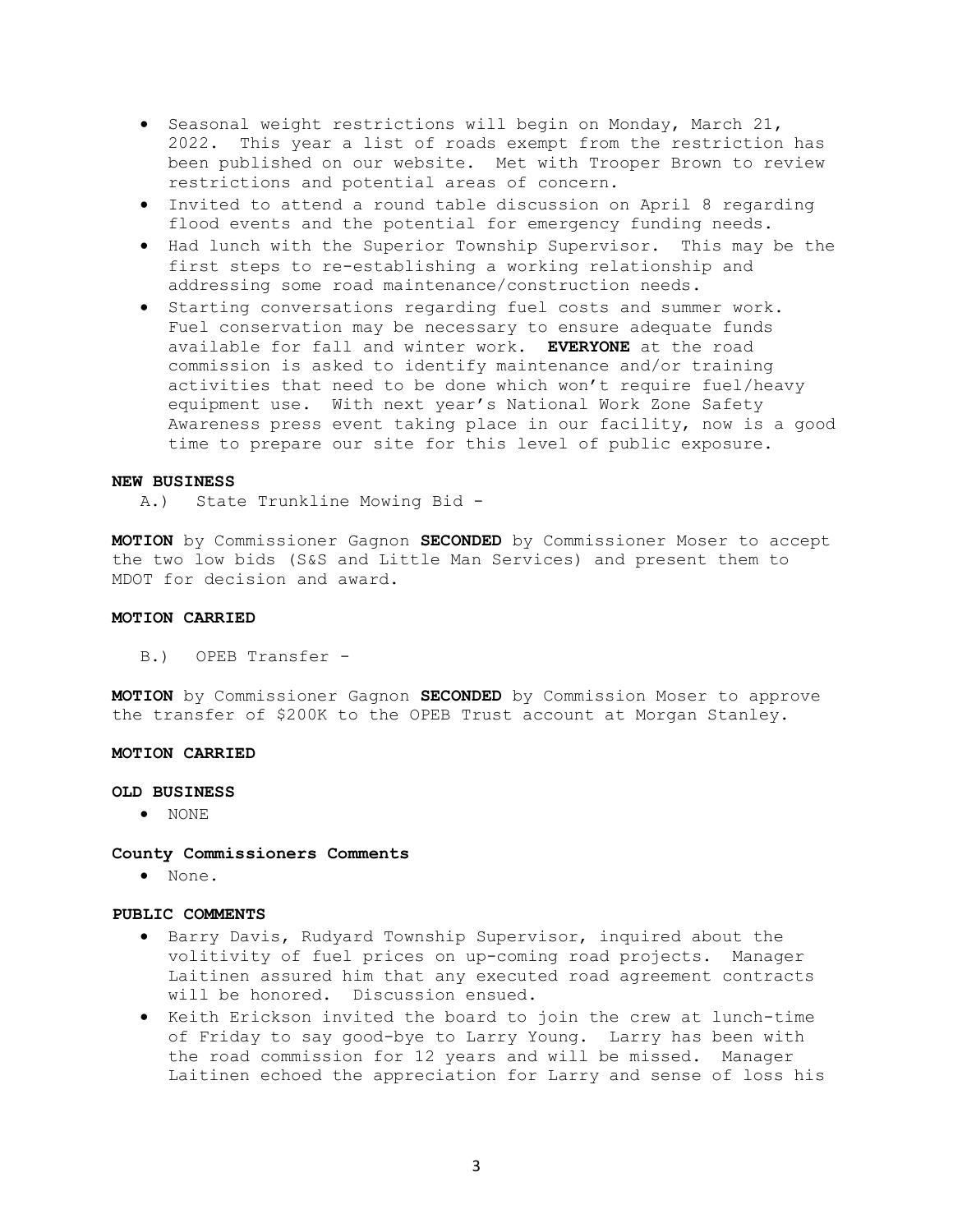- Seasonal weight restrictions will begin on Monday, March 21, 2022. This year a list of roads exempt from the restriction has been published on our website. Met with Trooper Brown to review restrictions and potential areas of concern.
- Invited to attend a round table discussion on April 8 regarding flood events and the potential for emergency funding needs.
- Had lunch with the Superior Township Supervisor. This may be the first steps to re-establishing a working relationship and addressing some road maintenance/construction needs.
- Starting conversations regarding fuel costs and summer work. Fuel conservation may be necessary to ensure adequate funds available for fall and winter work. **EVERYONE** at the road commission is asked to identify maintenance and/or training activities that need to be done which won't require fuel/heavy equipment use. With next year's National Work Zone Safety Awareness press event taking place in our facility, now is a good time to prepare our site for this level of public exposure.

**NEW BUSINESS**

A.) State Trunkline Mowing Bid -

**MOTION** by Commissioner Gagnon **SECONDED** by Commissioner Moser to accept the two low bids (S&S and Little Man Services) and present them to MDOT for decision and award.

**MOTION CARRIED**

B.) OPEB Transfer -

**MOTION** by Commissioner Gagnon **SECONDED** by Commission Moser to approve the transfer of $200K to the OPEB Trust account at Morgan Stanley.

**MOTION CARRIED**

**OLD BUSINESS**

- NONE

**County Commissioners Comments**

- None.

**PUBLIC COMMENTS**

- Barry Davis, Rudyard Township Supervisor, inquired about the volitivity of fuel prices on up-coming road projects. Manager Laitinen assured him that any executed road agreement contracts will be honored. Discussion ensued.
- Keith Erickson invited the board to join the crew at lunch-time of Friday to say good-bye to Larry Young. Larry has been with the road commission for 12 years and will be missed. Manager Laitinen echoed the appreciation for Larry and sense of loss his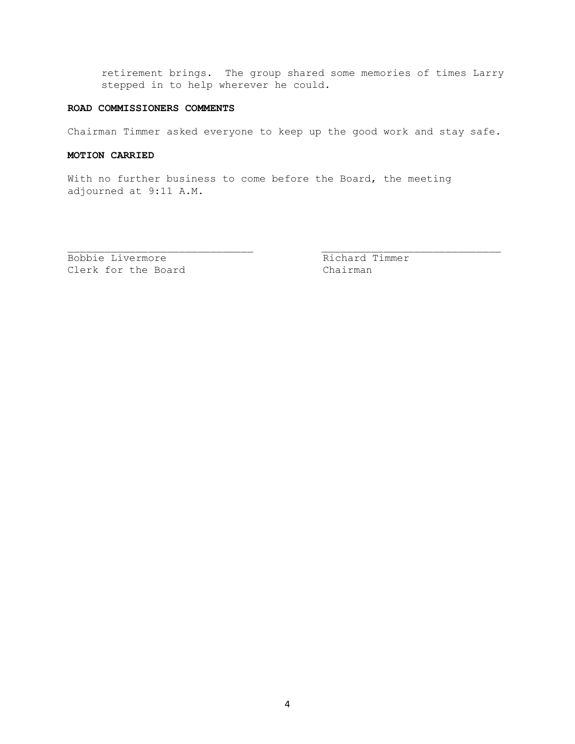retirement brings. The group shared some memories of times Larry stepped in to help wherever he could.

**ROAD COMMISSIONERS COMMENTS**

Chairman Timmer asked everyone to keep up the good work and stay safe.

**MOTION CARRIED**

With no further business to come before the Board, the meeting adjourned at 9:11 A.M.

| | |
|---|---|
| ______________________________ | ______________________________ |
| Bobbie Livermore | Richard Timmer |
| Clerk for the Board | Chairman |